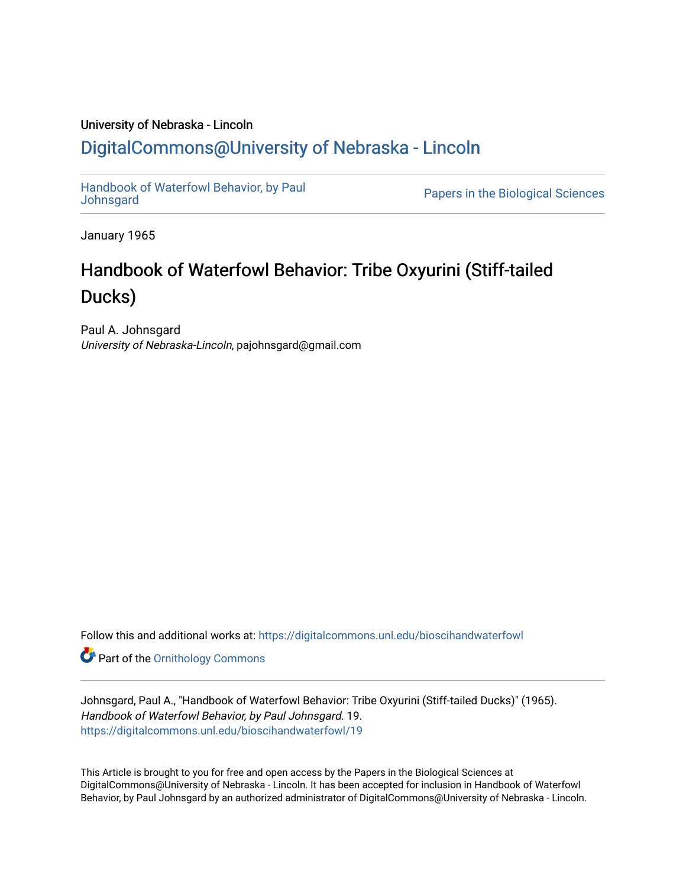University of Nebraska - Lincoln

# DigitalCommons@University of Nebraska - Lincoln

Handbook of Waterfowl Behavior, by Paul Johnsgard

Papers in the Biological Sciences

January 1965

## Handbook of Waterfowl Behavior: Tribe Oxyurini (Stiff-tailed Ducks)

Paul A. Johnsgard
*University of Nebraska-Lincoln*, pajohnsgard@gmail.com

Follow this and additional works at: https://digitalcommons.unl.edu/bioscihandwaterfowl

Part of the Ornithology Commons

Johnsgard, Paul A., "Handbook of Waterfowl Behavior: Tribe Oxyurini (Stiff-tailed Ducks)" (1965). *Handbook of Waterfowl Behavior, by Paul Johnsgard*. 19.
https://digitalcommons.unl.edu/bioscihandwaterfowl/19

This Article is brought to you for free and open access by the Papers in the Biological Sciences at DigitalCommons@University of Nebraska - Lincoln. It has been accepted for inclusion in Handbook of Waterfowl Behavior, by Paul Johnsgard by an authorized administrator of DigitalCommons@University of Nebraska - Lincoln.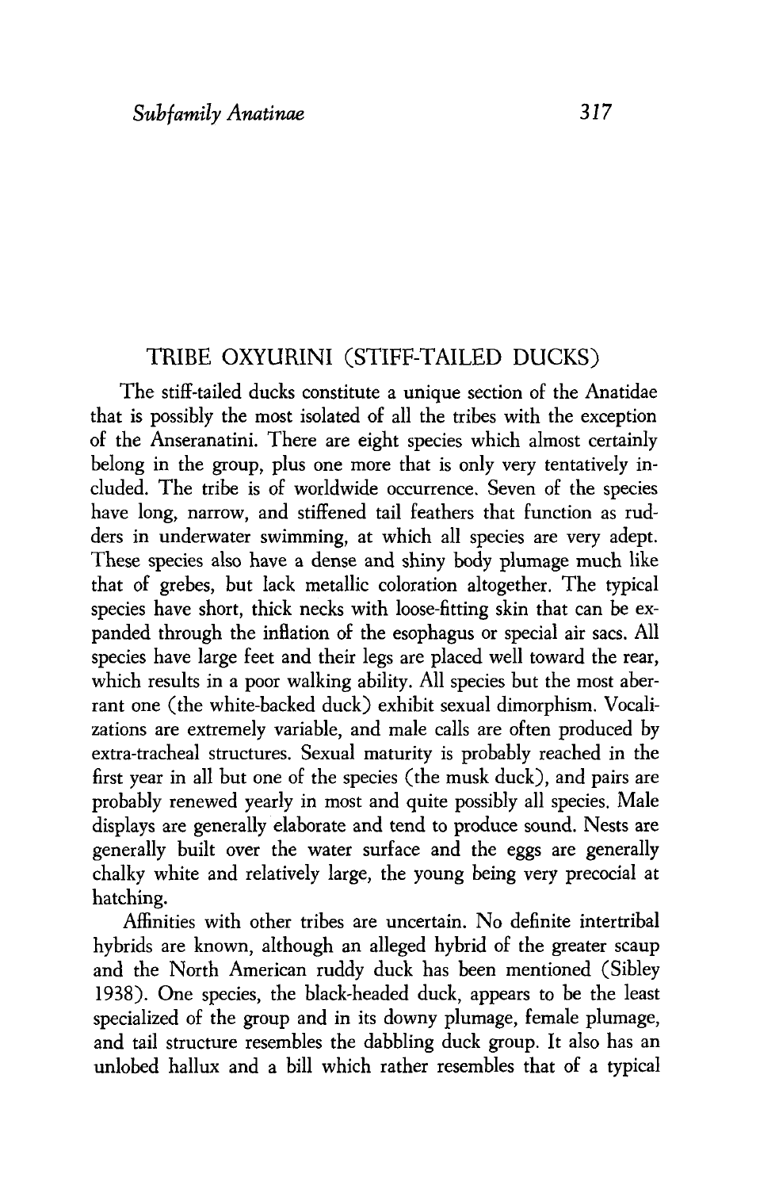## TRIBE OXYURINI (STIFF-TAILED DUCKS)

The stiff-tailed ducks constitute a unique section of the Anatidae that is possibly the most isolated of all the tribes with the exception of the Anseranatini. There are eight species which almost certainly belong in the group, plus one more that is only very tentatively included. The tribe is of worldwide occurrence. Seven of the species have long, narrow, and stiffened tail feathers that function as rudders in underwater swimming, at which all species are very adept. These species also have a dense and shiny body plumage much like that of grebes, but lack metallic coloration altogether. The typical species have short, thick necks with loose-fitting skin that can be expanded through the inflation of the esophagus or special air sacs. All species have large feet and their legs are placed well toward the rear, which results in a poor walking ability. All species but the most aberrant one (the white-backed duck) exhibit sexual dimorphism. Vocalizations are extremely variable, and male calls are often produced by extra-tracheal structures. Sexual maturity is probably reached in the first year in all but one of the species (the musk duck), and pairs are probably renewed yearly in most and quite possibly all species. Male displays are generally elaborate and tend to produce sound. Nests are generally built over the water surface and the eggs are generally chalky white and relatively large, the young being very precocial at hatching.

Affinities with other tribes are uncertain. No definite intertribal hybrids are known, although an alleged hybrid of the greater scaup and the North American ruddy duck has been mentioned (Sibley 1938). One species, the black-headed duck, appears to be the least specialized of the group and in its downy plumage, female plumage, and tail structure resembles the dabbling duck group. It also has an unlobed hallux and a bill which rather resembles that of a typical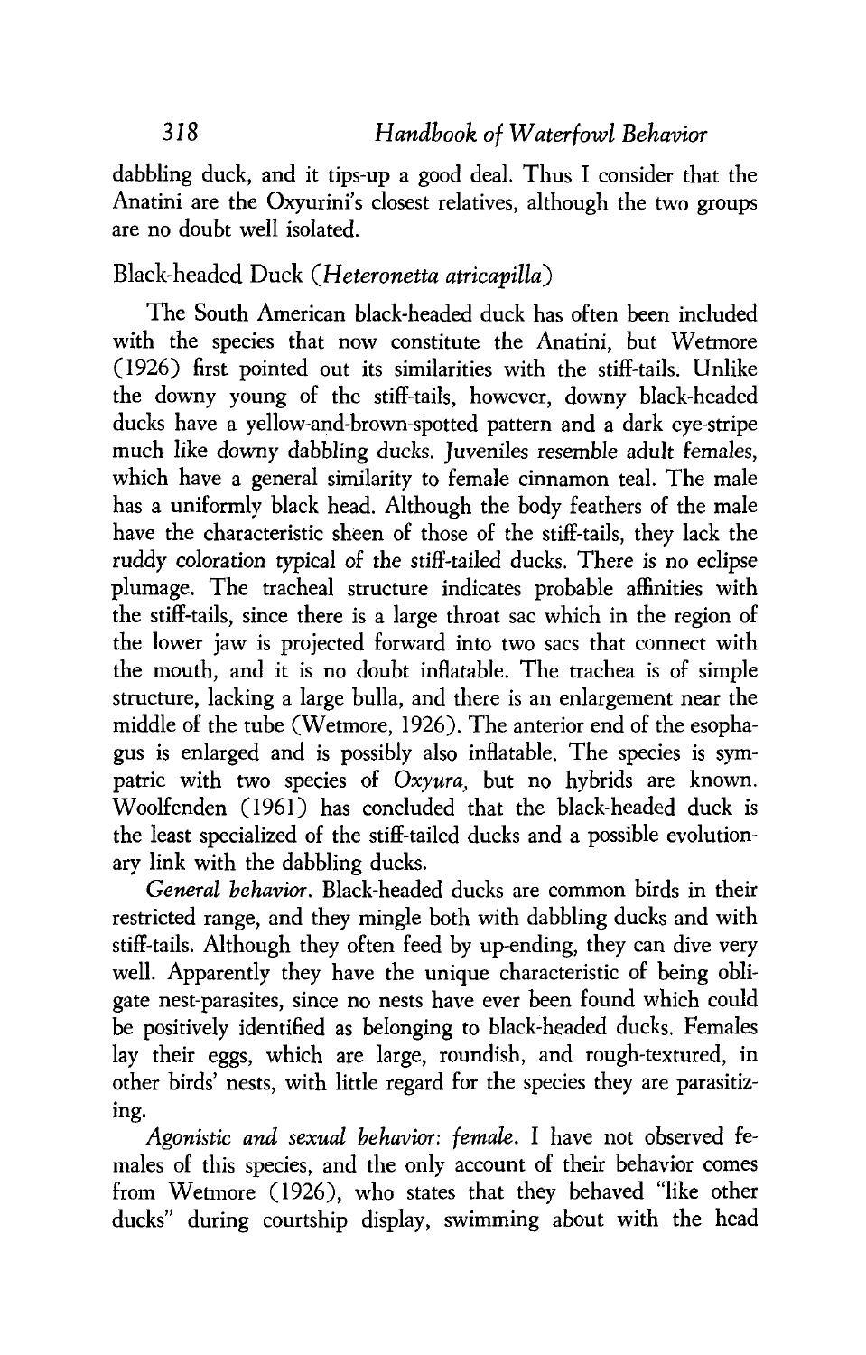dabbling duck, and it tips-up a good deal. Thus I consider that the Anatini are the Oxyurini's closest relatives, although the two groups are no doubt well isolated.

## Black-headed Duck (*Heteronetta atricapilla*)

The South American black-headed duck has often been included with the species that now constitute the Anatini, but Wetmore (1926) first pointed out its similarities with the stiff-tails. Unlike the downy young of the stiff-tails, however, downy black-headed ducks have a yellow-and-brown-spotted pattern and a dark eye-stripe much like downy dabbling ducks. Juveniles resemble adult females, which have a general similarity to female cinnamon teal. The male has a uniformly black head. Although the body feathers of the male have the characteristic sheen of those of the stiff-tails, they lack the ruddy coloration typical of the stiff-tailed ducks. There is no eclipse plumage. The tracheal structure indicates probable affinities with the stiff-tails, since there is a large throat sac which in the region of the lower jaw is projected forward into two sacs that connect with the mouth, and it is no doubt inflatable. The trachea is of simple structure, lacking a large bulla, and there is an enlargement near the middle of the tube (Wetmore, 1926). The anterior end of the esophagus is enlarged and is possibly also inflatable. The species is sympatric with two species of *Oxyura*, but no hybrids are known. Woolfenden (1961) has concluded that the black-headed duck is the least specialized of the stiff-tailed ducks and a possible evolutionary link with the dabbling ducks.

*General behavior*. Black-headed ducks are common birds in their restricted range, and they mingle both with dabbling ducks and with stiff-tails. Although they often feed by up-ending, they can dive very well. Apparently they have the unique characteristic of being obligate nest-parasites, since no nests have ever been found which could be positively identified as belonging to black-headed ducks. Females lay their eggs, which are large, roundish, and rough-textured, in other birds' nests, with little regard for the species they are parasitizing.

*Agonistic and sexual behavior: female*. I have not observed females of this species, and the only account of their behavior comes from Wetmore (1926), who states that they behaved "like other ducks" during courtship display, swimming about with the head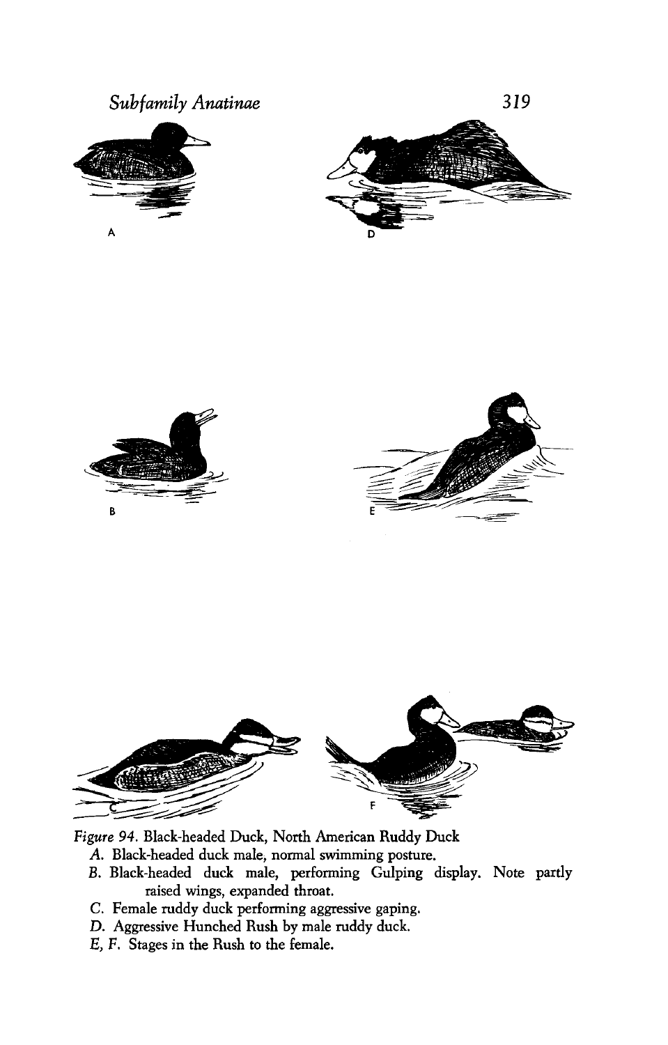*Figure 94.* Black-headed Duck, North American Ruddy Duck

*A.* Black-headed duck male, normal swimming posture.

*B.* Black-headed duck male, performing Gulping display. Note partly raised wings, expanded throat.

*C.* Female ruddy duck performing aggressive gaping.

*D.* Aggressive Hunched Rush by male ruddy duck.

*E, F.* Stages in the Rush to the female.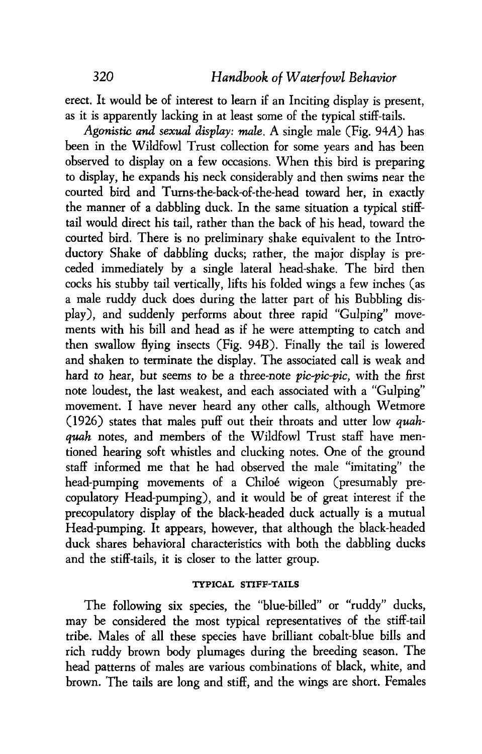erect. It would be of interest to learn if an Inciting display is present, as it is apparently lacking in at least some of the typical stiff-tails.

*Agonistic and sexual display: male.* A single male (Fig. 94*A*) has been in the Wildfowl Trust collection for some years and has been observed to display on a few occasions. When this bird is preparing to display, he expands his neck considerably and then swims near the courted bird and Turns-the-back-of-the-head toward her, in exactly the manner of a dabbling duck. In the same situation a typical stiff-tail would direct his tail, rather than the back of his head, toward the courted bird. There is no preliminary shake equivalent to the Introductory Shake of dabbling ducks; rather, the major display is preceded immediately by a single lateral head-shake. The bird then cocks his stubby tail vertically, lifts his folded wings a few inches (as a male ruddy duck does during the latter part of his Bubbling display), and suddenly performs about three rapid "Gulping" movements with his bill and head as if he were attempting to catch and then swallow flying insects (Fig. 94*B*). Finally the tail is lowered and shaken to terminate the display. The associated call is weak and hard to hear, but seems to be a three-note *pic-pic-pic*, with the first note loudest, the last weakest, and each associated with a "Gulping" movement. I have never heard any other calls, although Wetmore (1926) states that males puff out their throats and utter low *quah-quah* notes, and members of the Wildfowl Trust staff have mentioned hearing soft whistles and clucking notes. One of the ground staff informed me that he had observed the male "imitating" the head-pumping movements of a Chiloé wigeon (presumably precopulatory Head-pumping), and it would be of great interest if the precopulatory display of the black-headed duck actually is a mutual Head-pumping. It appears, however, that although the black-headed duck shares behavioral characteristics with both the dabbling ducks and the stiff-tails, it is closer to the latter group.

## TYPICAL STIFF-TAILS

The following six species, the "blue-billed" or "ruddy" ducks, may be considered the most typical representatives of the stiff-tail tribe. Males of all these species have brilliant cobalt-blue bills and rich ruddy brown body plumages during the breeding season. The head patterns of males are various combinations of black, white, and brown. The tails are long and stiff, and the wings are short. Females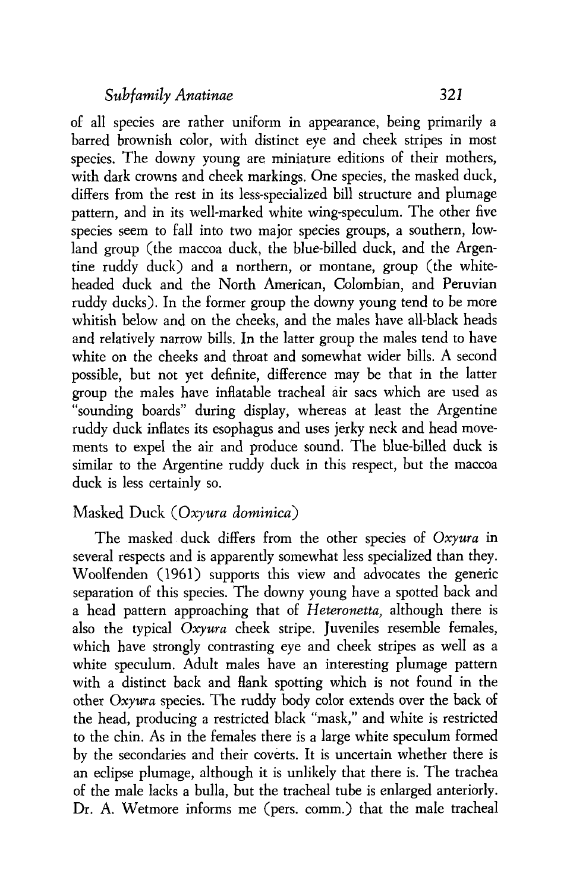of all species are rather uniform in appearance, being primarily a barred brownish color, with distinct eye and cheek stripes in most species. The downy young are miniature editions of their mothers, with dark crowns and cheek markings. One species, the masked duck, differs from the rest in its less-specialized bill structure and plumage pattern, and in its well-marked white wing-speculum. The other five species seem to fall into two major species groups, a southern, lowland group (the maccoa duck, the blue-billed duck, and the Argentine ruddy duck) and a northern, or montane, group (the white-headed duck and the North American, Colombian, and Peruvian ruddy ducks). In the former group the downy young tend to be more whitish below and on the cheeks, and the males have all-black heads and relatively narrow bills. In the latter group the males tend to have white on the cheeks and throat and somewhat wider bills. A second possible, but not yet definite, difference may be that in the latter group the males have inflatable tracheal air sacs which are used as "sounding boards" during display, whereas at least the Argentine ruddy duck inflates its esophagus and uses jerky neck and head movements to expel the air and produce sound. The blue-billed duck is similar to the Argentine ruddy duck in this respect, but the maccoa duck is less certainly so.

## Masked Duck (*Oxyura dominica*)

The masked duck differs from the other species of *Oxyura* in several respects and is apparently somewhat less specialized than they. Woolfenden (1961) supports this view and advocates the generic separation of this species. The downy young have a spotted back and a head pattern approaching that of *Heteronetta*, although there is also the typical *Oxyura* cheek stripe. Juveniles resemble females, which have strongly contrasting eye and cheek stripes as well as a white speculum. Adult males have an interesting plumage pattern with a distinct back and flank spotting which is not found in the other *Oxyura* species. The ruddy body color extends over the back of the head, producing a restricted black "mask," and white is restricted to the chin. As in the females there is a large white speculum formed by the secondaries and their coverts. It is uncertain whether there is an eclipse plumage, although it is unlikely that there is. The trachea of the male lacks a bulla, but the tracheal tube is enlarged anteriorly. Dr. A. Wetmore informs me (pers. comm.) that the male tracheal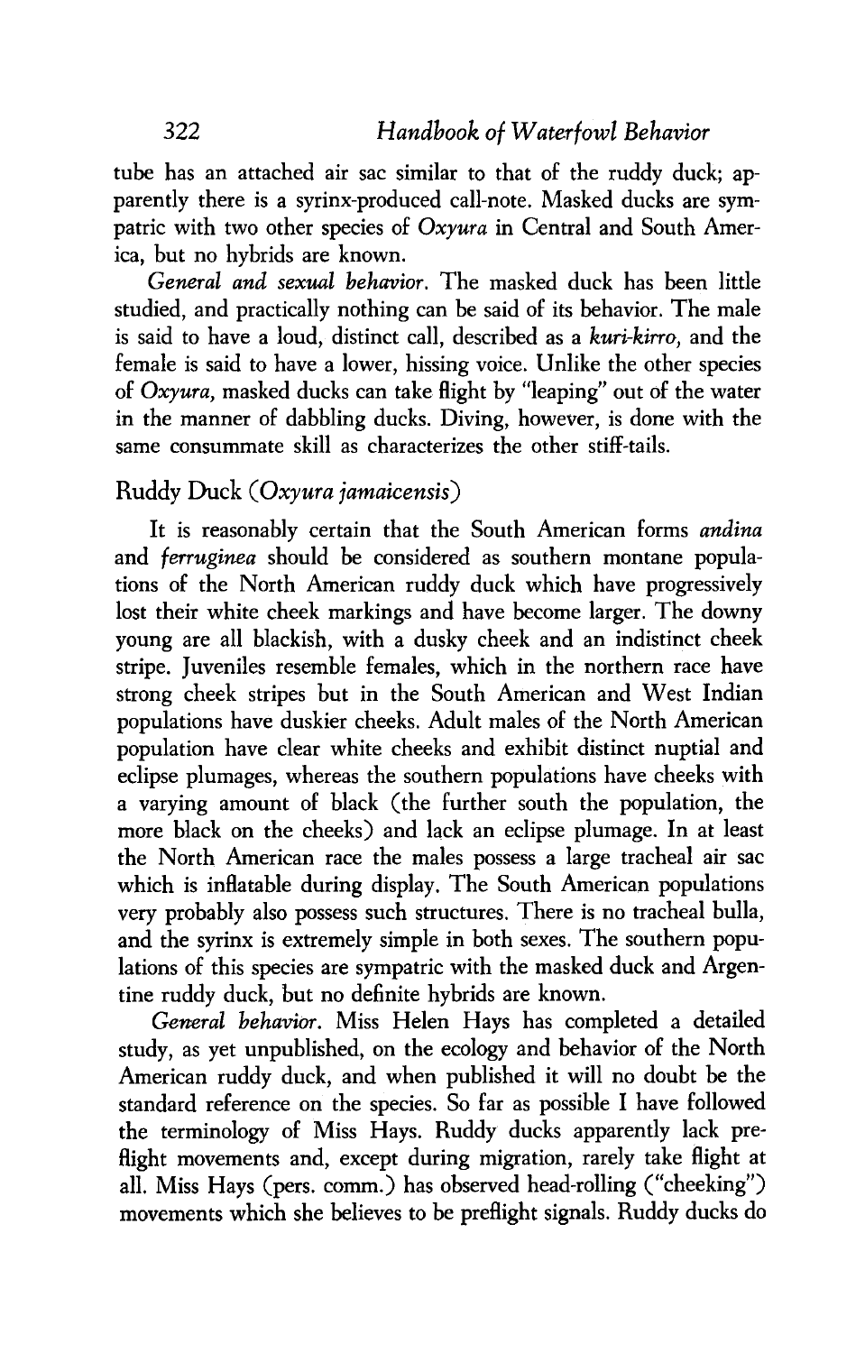tube has an attached air sac similar to that of the ruddy duck; apparently there is a syrinx-produced call-note. Masked ducks are sympatric with two other species of *Oxyura* in Central and South America, but no hybrids are known.

*General and sexual behavior.* The masked duck has been little studied, and practically nothing can be said of its behavior. The male is said to have a loud, distinct call, described as a *kuri-kirro,* and the female is said to have a lower, hissing voice. Unlike the other species of *Oxyura,* masked ducks can take flight by "leaping" out of the water in the manner of dabbling ducks. Diving, however, is done with the same consummate skill as characterizes the other stiff-tails.

## Ruddy Duck (*Oxyura jamaicensis*)

It is reasonably certain that the South American forms *andina* and *ferruginea* should be considered as southern montane populations of the North American ruddy duck which have progressively lost their white cheek markings and have become larger. The downy young are all blackish, with a dusky cheek and an indistinct cheek stripe. Juveniles resemble females, which in the northern race have strong cheek stripes but in the South American and West Indian populations have duskier cheeks. Adult males of the North American population have clear white cheeks and exhibit distinct nuptial and eclipse plumages, whereas the southern populations have cheeks with a varying amount of black (the further south the population, the more black on the cheeks) and lack an eclipse plumage. In at least the North American race the males possess a large tracheal air sac which is inflatable during display. The South American populations very probably also possess such structures. There is no tracheal bulla, and the syrinx is extremely simple in both sexes. The southern populations of this species are sympatric with the masked duck and Argentine ruddy duck, but no definite hybrids are known.

*General behavior.* Miss Helen Hays has completed a detailed study, as yet unpublished, on the ecology and behavior of the North American ruddy duck, and when published it will no doubt be the standard reference on the species. So far as possible I have followed the terminology of Miss Hays. Ruddy ducks apparently lack preflight movements and, except during migration, rarely take flight at all. Miss Hays (pers. comm.) has observed head-rolling ("cheeking") movements which she believes to be preflight signals. Ruddy ducks do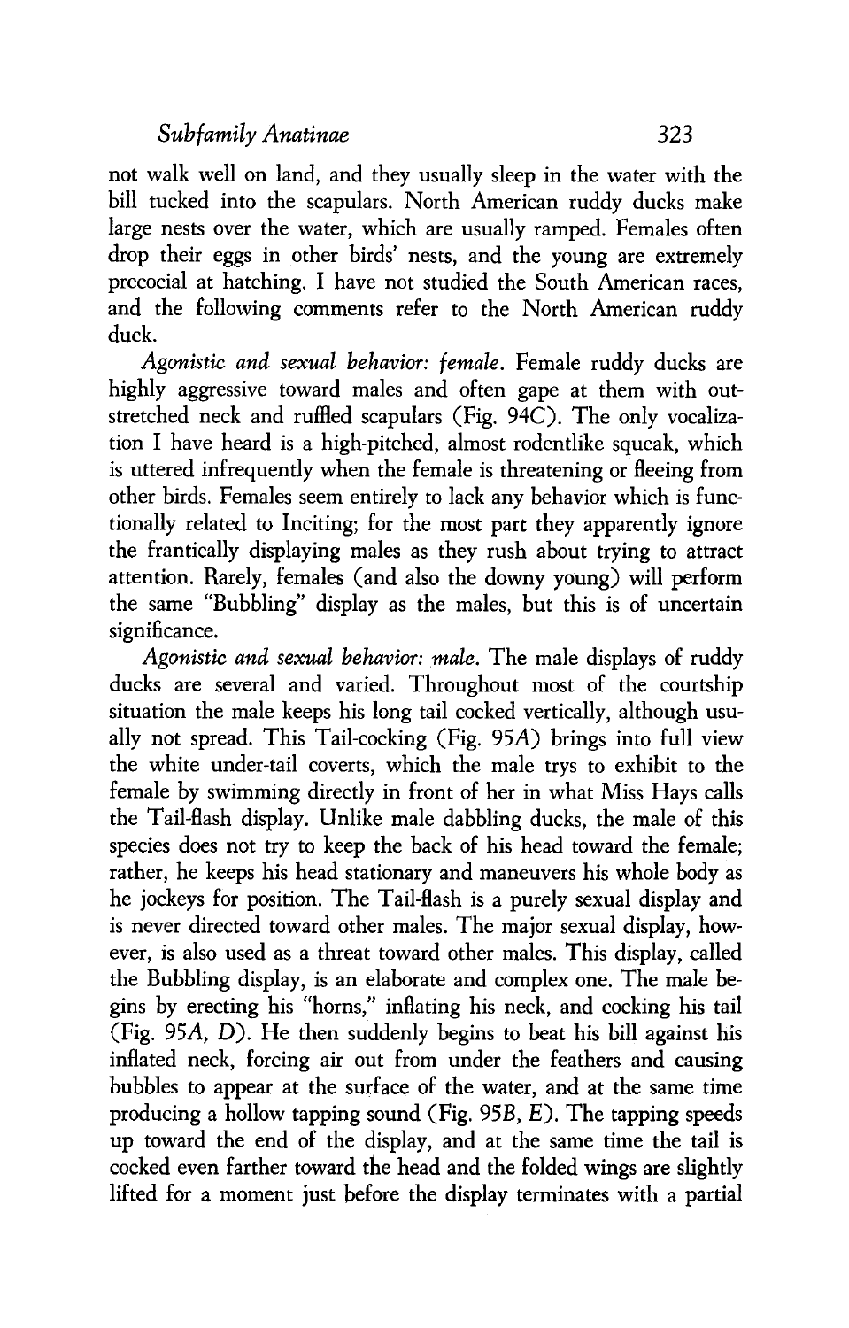not walk well on land, and they usually sleep in the water with the bill tucked into the scapulars. North American ruddy ducks make large nests over the water, which are usually ramped. Females often drop their eggs in other birds' nests, and the young are extremely precocial at hatching. I have not studied the South American races, and the following comments refer to the North American ruddy duck.

*Agonistic and sexual behavior: female.* Female ruddy ducks are highly aggressive toward males and often gape at them with outstretched neck and ruffled scapulars (Fig. 94C). The only vocalization I have heard is a high-pitched, almost rodentlike squeak, which is uttered infrequently when the female is threatening or fleeing from other birds. Females seem entirely to lack any behavior which is functionally related to Inciting; for the most part they apparently ignore the frantically displaying males as they rush about trying to attract attention. Rarely, females (and also the downy young) will perform the same "Bubbling" display as the males, but this is of uncertain significance.

*Agonistic and sexual behavior: male.* The male displays of ruddy ducks are several and varied. Throughout most of the courtship situation the male keeps his long tail cocked vertically, although usually not spread. This Tail-cocking (Fig. 95*A*) brings into full view the white under-tail coverts, which the male trys to exhibit to the female by swimming directly in front of her in what Miss Hays calls the Tail-flash display. Unlike male dabbling ducks, the male of this species does not try to keep the back of his head toward the female; rather, he keeps his head stationary and maneuvers his whole body as he jockeys for position. The Tail-flash is a purely sexual display and is never directed toward other males. The major sexual display, however, is also used as a threat toward other males. This display, called the Bubbling display, is an elaborate and complex one. The male begins by erecting his "horns," inflating his neck, and cocking his tail (Fig. 95*A*, *D*). He then suddenly begins to beat his bill against his inflated neck, forcing air out from under the feathers and causing bubbles to appear at the surface of the water, and at the same time producing a hollow tapping sound (Fig. 95*B*, *E*). The tapping speeds up toward the end of the display, and at the same time the tail is cocked even farther toward the head and the folded wings are slightly lifted for a moment just before the display terminates with a partial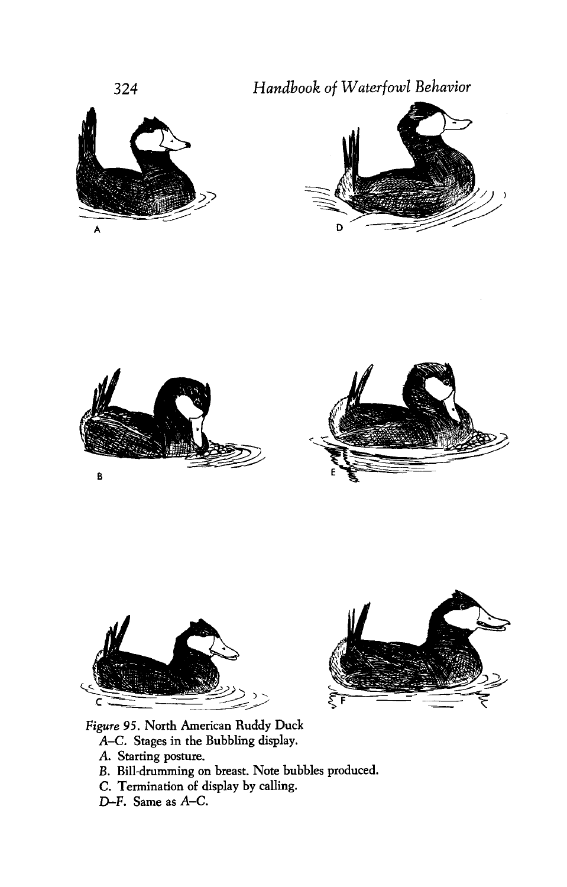A

D

B

E

C

F

*Figure* 95. North American Ruddy Duck

*A–C.* Stages in the Bubbling display.

*A.* Starting posture.

*B.* Bill-drumming on breast. Note bubbles produced.

*C.* Termination of display by calling.

*D–F.* Same as *A–C.*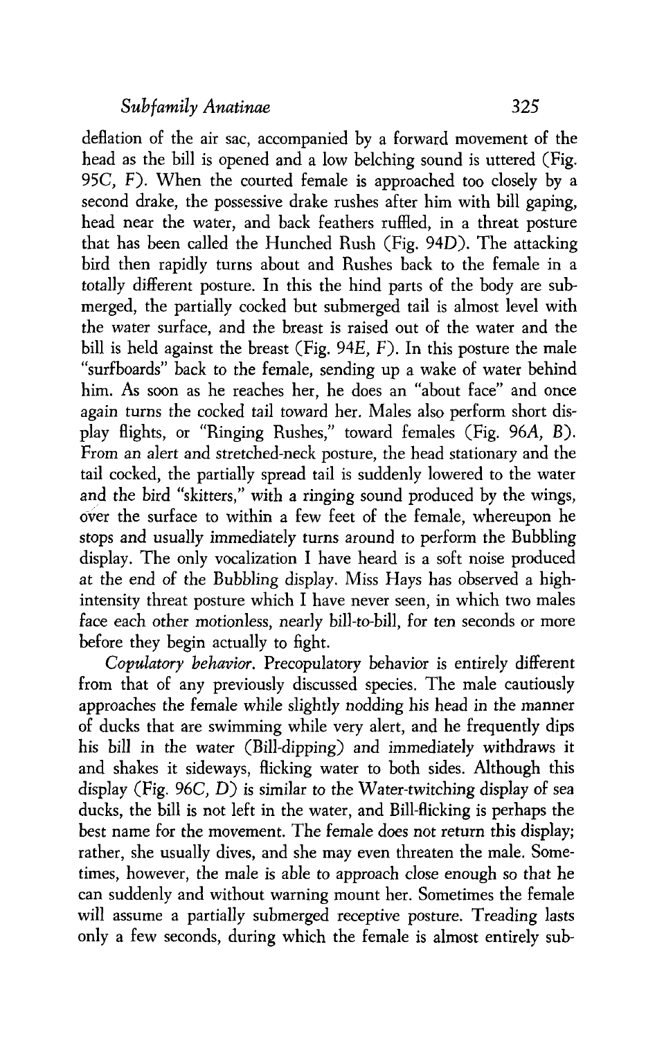deflation of the air sac, accompanied by a forward movement of the head as the bill is opened and a low belching sound is uttered (Fig. 95*C*, *F*). When the courted female is approached too closely by a second drake, the possessive drake rushes after him with bill gaping, head near the water, and back feathers ruffled, in a threat posture that has been called the Hunched Rush (Fig. 94*D*). The attacking bird then rapidly turns about and Rushes back to the female in a totally different posture. In this the hind parts of the body are submerged, the partially cocked but submerged tail is almost level with the water surface, and the breast is raised out of the water and the bill is held against the breast (Fig. 94*E*, *F*). In this posture the male "surfboards" back to the female, sending up a wake of water behind him. As soon as he reaches her, he does an "about face" and once again turns the cocked tail toward her. Males also perform short display flights, or "Ringing Rushes," toward females (Fig. 96*A*, *B*). From an alert and stretched-neck posture, the head stationary and the tail cocked, the partially spread tail is suddenly lowered to the water and the bird "skitters," with a ringing sound produced by the wings, over the surface to within a few feet of the female, whereupon he stops and usually immediately turns around to perform the Bubbling display. The only vocalization I have heard is a soft noise produced at the end of the Bubbling display. Miss Hays has observed a high-intensity threat posture which I have never seen, in which two males face each other motionless, nearly bill-to-bill, for ten seconds or more before they begin actually to fight.

*Copulatory behavior.* Precopulatory behavior is entirely different from that of any previously discussed species. The male cautiously approaches the female while slightly nodding his head in the manner of ducks that are swimming while very alert, and he frequently dips his bill in the water (Bill-dipping) and immediately withdraws it and shakes it sideways, flicking water to both sides. Although this display (Fig. 96*C*, *D*) is similar to the Water-twitching display of sea ducks, the bill is not left in the water, and Bill-flicking is perhaps the best name for the movement. The female does not return this display; rather, she usually dives, and she may even threaten the male. Sometimes, however, the male is able to approach close enough so that he can suddenly and without warning mount her. Sometimes the female will assume a partially submerged receptive posture. Treading lasts only a few seconds, during which the female is almost entirely sub-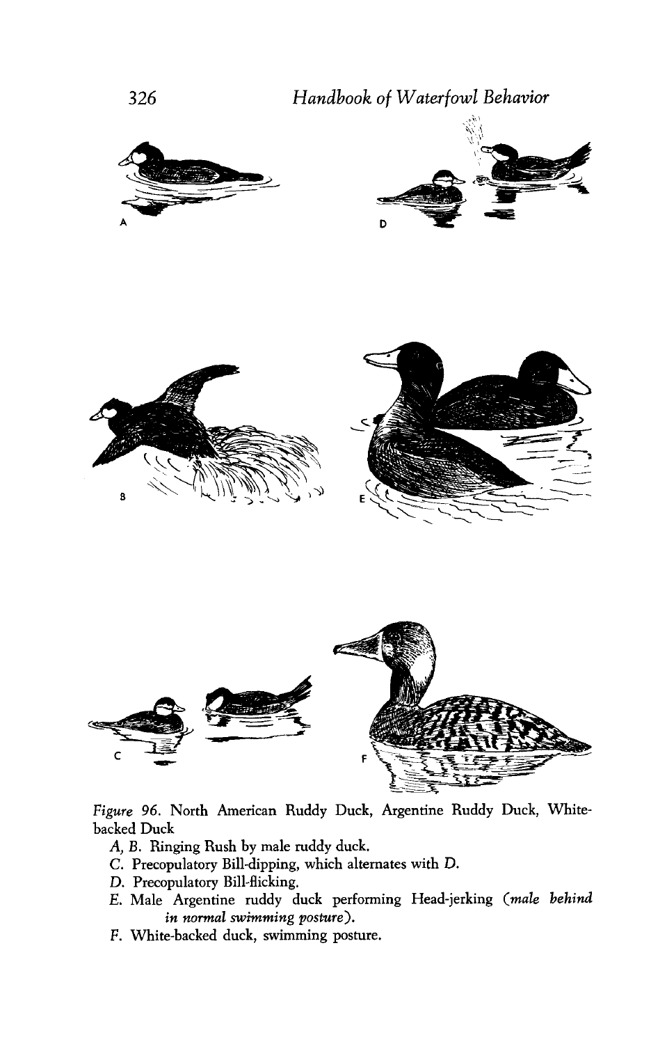A

D

B

E

C

F

*Figure 96.* North American Ruddy Duck, Argentine Ruddy Duck, White-backed Duck

*A, B.* Ringing Rush by male ruddy duck.

*C.* Precopulatory Bill-dipping, which alternates with *D.*

*D.* Precopulatory Bill-flicking.

*E.* Male Argentine ruddy duck performing Head-jerking (*male behind in normal swimming posture*).

*F.* White-backed duck, swimming posture.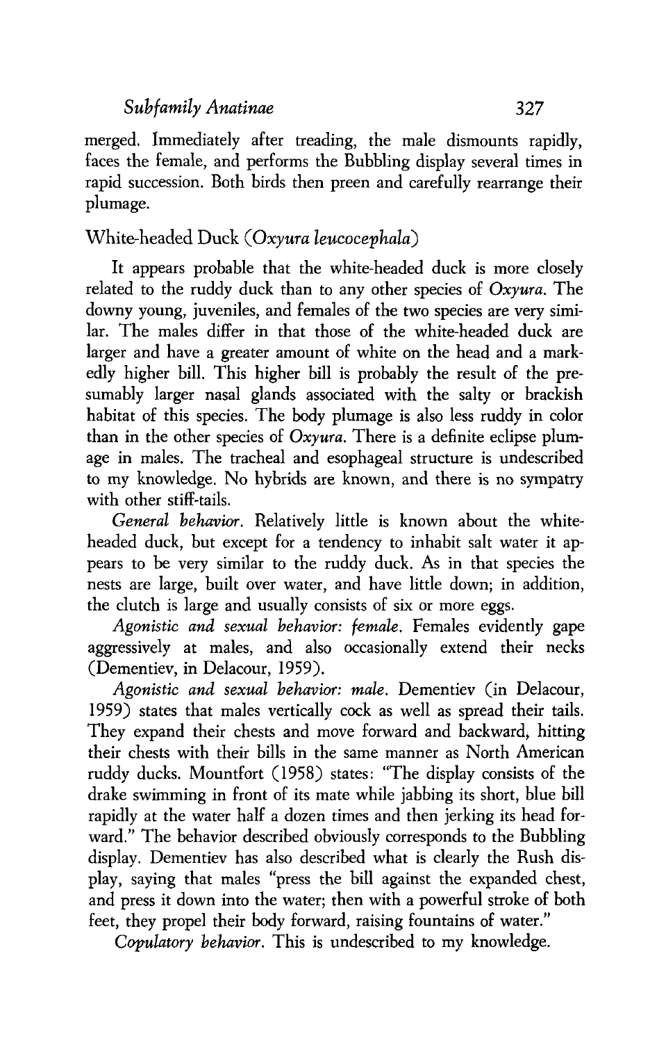merged. Immediately after treading, the male dismounts rapidly, faces the female, and performs the Bubbling display several times in rapid succession. Both birds then preen and carefully rearrange their plumage.

## White-headed Duck (*Oxyura leucocephala*)

It appears probable that the white-headed duck is more closely related to the ruddy duck than to any other species of *Oxyura*. The downy young, juveniles, and females of the two species are very similar. The males differ in that those of the white-headed duck are larger and have a greater amount of white on the head and a markedly higher bill. This higher bill is probably the result of the presumably larger nasal glands associated with the salty or brackish habitat of this species. The body plumage is also less ruddy in color than in the other species of *Oxyura*. There is a definite eclipse plumage in males. The tracheal and esophageal structure is undescribed to my knowledge. No hybrids are known, and there is no sympatry with other stiff-tails.

*General behavior*. Relatively little is known about the white-headed duck, but except for a tendency to inhabit salt water it appears to be very similar to the ruddy duck. As in that species the nests are large, built over water, and have little down; in addition, the clutch is large and usually consists of six or more eggs.

*Agonistic and sexual behavior: female*. Females evidently gape aggressively at males, and also occasionally extend their necks (Dementiev, in Delacour, 1959).

*Agonistic and sexual behavior: male*. Dementiev (in Delacour, 1959) states that males vertically cock as well as spread their tails. They expand their chests and move forward and backward, hitting their chests with their bills in the same manner as North American ruddy ducks. Mountfort (1958) states: "The display consists of the drake swimming in front of its mate while jabbing its short, blue bill rapidly at the water half a dozen times and then jerking its head forward." The behavior described obviously corresponds to the Bubbling display. Dementiev has also described what is clearly the Rush display, saying that males "press the bill against the expanded chest, and press it down into the water; then with a powerful stroke of both feet, they propel their body forward, raising fountains of water."

*Copulatory behavior*. This is undescribed to my knowledge.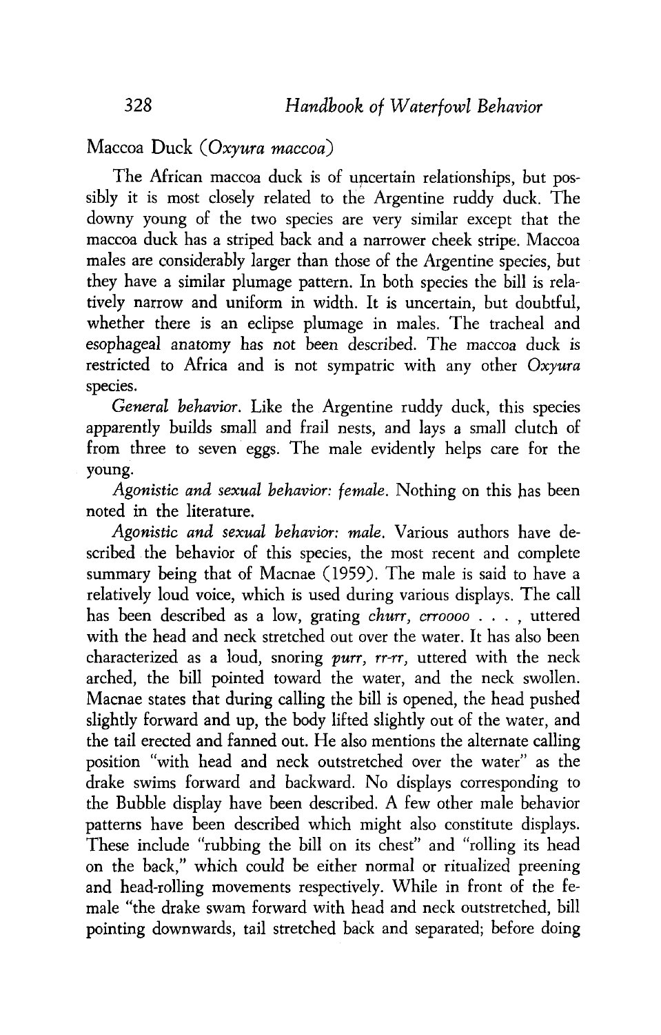## Maccoa Duck (*Oxyura maccoa*)

The African maccoa duck is of uncertain relationships, but possibly it is most closely related to the Argentine ruddy duck. The downy young of the two species are very similar except that the maccoa duck has a striped back and a narrower cheek stripe. Maccoa males are considerably larger than those of the Argentine species, but they have a similar plumage pattern. In both species the bill is relatively narrow and uniform in width. It is uncertain, but doubtful, whether there is an eclipse plumage in males. The tracheal and esophageal anatomy has not been described. The maccoa duck is restricted to Africa and is not sympatric with any other *Oxyura* species.

*General behavior.* Like the Argentine ruddy duck, this species apparently builds small and frail nests, and lays a small clutch of from three to seven eggs. The male evidently helps care for the young.

*Agonistic and sexual behavior: female.* Nothing on this has been noted in the literature.

*Agonistic and sexual behavior: male.* Various authors have described the behavior of this species, the most recent and complete summary being that of Macnae (1959). The male is said to have a relatively loud voice, which is used during various displays. The call has been described as a low, grating *churr, crroooo . . .* , uttered with the head and neck stretched out over the water. It has also been characterized as a loud, snoring *purr, rr-rr,* uttered with the neck arched, the bill pointed toward the water, and the neck swollen. Macnae states that during calling the bill is opened, the head pushed slightly forward and up, the body lifted slightly out of the water, and the tail erected and fanned out. He also mentions the alternate calling position "with head and neck outstretched over the water" as the drake swims forward and backward. No displays corresponding to the Bubble display have been described. A few other male behavior patterns have been described which might also constitute displays. These include "rubbing the bill on its chest" and "rolling its head on the back," which could be either normal or ritualized preening and head-rolling movements respectively. While in front of the female "the drake swam forward with head and neck outstretched, bill pointing downwards, tail stretched back and separated; before doing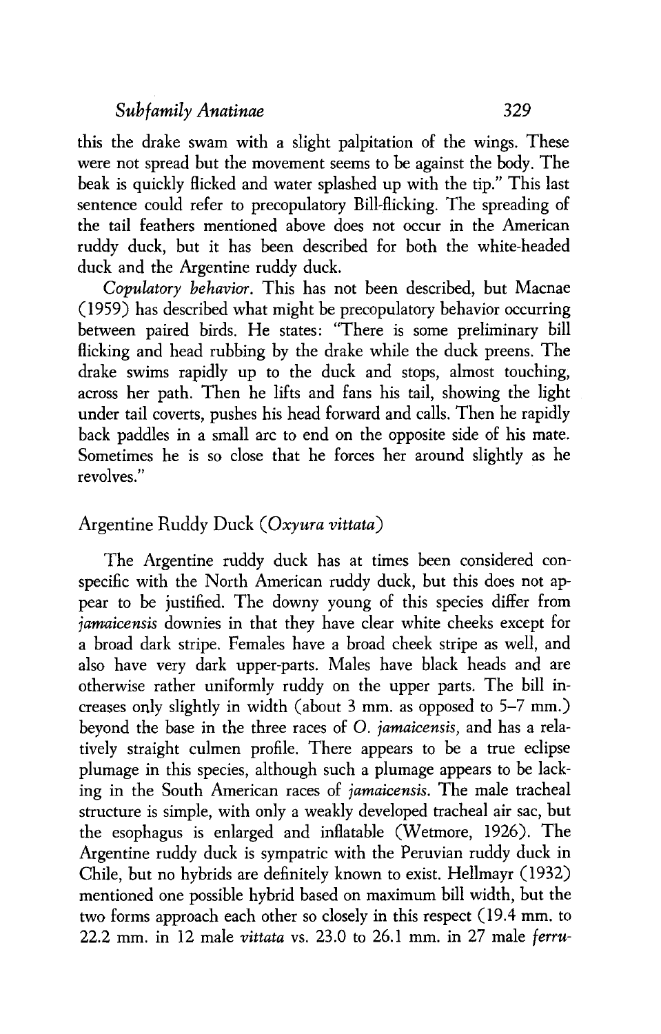this the drake swam with a slight palpitation of the wings. These were not spread but the movement seems to be against the body. The beak is quickly flicked and water splashed up with the tip." This last sentence could refer to precopulatory Bill-flicking. The spreading of the tail feathers mentioned above does not occur in the American ruddy duck, but it has been described for both the white-headed duck and the Argentine ruddy duck.

*Copulatory behavior.* This has not been described, but Macnae (1959) has described what might be precopulatory behavior occurring between paired birds. He states: "There is some preliminary bill flicking and head rubbing by the drake while the duck preens. The drake swims rapidly up to the duck and stops, almost touching, across her path. Then he lifts and fans his tail, showing the light under tail coverts, pushes his head forward and calls. Then he rapidly back paddles in a small arc to end on the opposite side of his mate. Sometimes he is so close that he forces her around slightly as he revolves."

## Argentine Ruddy Duck (*Oxyura vittata*)

The Argentine ruddy duck has at times been considered conspecific with the North American ruddy duck, but this does not appear to be justified. The downy young of this species differ from *jamaicensis* downies in that they have clear white cheeks except for a broad dark stripe. Females have a broad cheek stripe as well, and also have very dark upper-parts. Males have black heads and are otherwise rather uniformly ruddy on the upper parts. The bill increases only slightly in width (about 3 mm. as opposed to 5–7 mm.) beyond the base in the three races of *O. jamaicensis*, and has a relatively straight culmen profile. There appears to be a true eclipse plumage in this species, although such a plumage appears to be lacking in the South American races of *jamaicensis*. The male tracheal structure is simple, with only a weakly developed tracheal air sac, but the esophagus is enlarged and inflatable (Wetmore, 1926). The Argentine ruddy duck is sympatric with the Peruvian ruddy duck in Chile, but no hybrids are definitely known to exist. Hellmayr (1932) mentioned one possible hybrid based on maximum bill width, but the two forms approach each other so closely in this respect (19.4 mm. to 22.2 mm. in 12 male *vittata* vs. 23.0 to 26.1 mm. in 27 male *ferru-*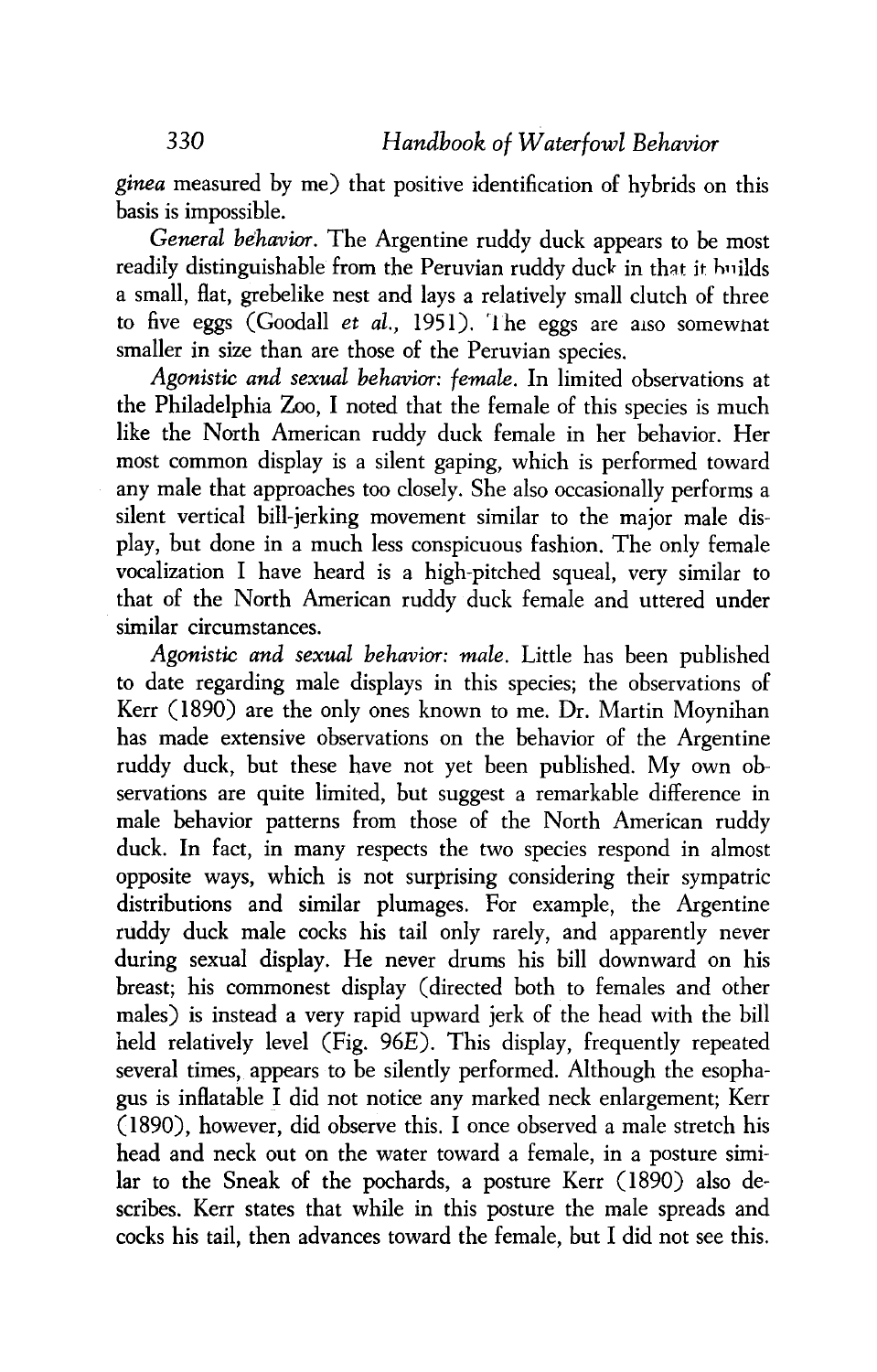*ginea* measured by me) that positive identification of hybrids on this basis is impossible.

*General behavior*. The Argentine ruddy duck appears to be most readily distinguishable from the Peruvian ruddy duck in that it builds a small, flat, grebelike nest and lays a relatively small clutch of three to five eggs (Goodall *et al.,* 1951). The eggs are also somewhat smaller in size than are those of the Peruvian species.

*Agonistic and sexual behavior: female*. In limited observations at the Philadelphia Zoo, I noted that the female of this species is much like the North American ruddy duck female in her behavior. Her most common display is a silent gaping, which is performed toward any male that approaches too closely. She also occasionally performs a silent vertical bill-jerking movement similar to the major male display, but done in a much less conspicuous fashion. The only female vocalization I have heard is a high-pitched squeal, very similar to that of the North American ruddy duck female and uttered under similar circumstances.

*Agonistic and sexual behavior: male*. Little has been published to date regarding male displays in this species; the observations of Kerr (1890) are the only ones known to me. Dr. Martin Moynihan has made extensive observations on the behavior of the Argentine ruddy duck, but these have not yet been published. My own observations are quite limited, but suggest a remarkable difference in male behavior patterns from those of the North American ruddy duck. In fact, in many respects the two species respond in almost opposite ways, which is not surprising considering their sympatric distributions and similar plumages. For example, the Argentine ruddy duck male cocks his tail only rarely, and apparently never during sexual display. He never drums his bill downward on his breast; his commonest display (directed both to females and other males) is instead a very rapid upward jerk of the head with the bill held relatively level (Fig. 96E). This display, frequently repeated several times, appears to be silently performed. Although the esophagus is inflatable I did not notice any marked neck enlargement; Kerr (1890), however, did observe this. I once observed a male stretch his head and neck out on the water toward a female, in a posture similar to the Sneak of the pochards, a posture Kerr (1890) also describes. Kerr states that while in this posture the male spreads and cocks his tail, then advances toward the female, but I did not see this.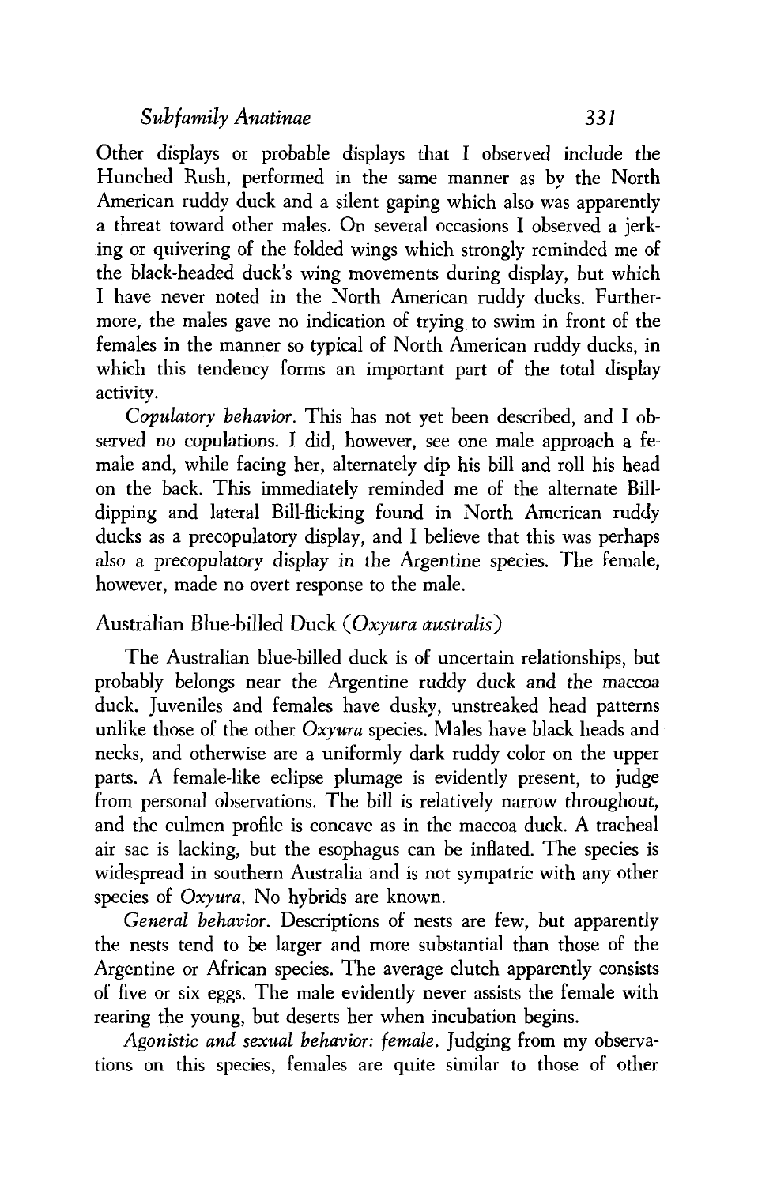Other displays or probable displays that I observed include the Hunched Rush, performed in the same manner as by the North American ruddy duck and a silent gaping which also was apparently a threat toward other males. On several occasions I observed a jerking or quivering of the folded wings which strongly reminded me of the black-headed duck's wing movements during display, but which I have never noted in the North American ruddy ducks. Furthermore, the males gave no indication of trying to swim in front of the females in the manner so typical of North American ruddy ducks, in which this tendency forms an important part of the total display activity.

*Copulatory behavior.* This has not yet been described, and I observed no copulations. I did, however, see one male approach a female and, while facing her, alternately dip his bill and roll his head on the back. This immediately reminded me of the alternate Bill-dipping and lateral Bill-flicking found in North American ruddy ducks as a precopulatory display, and I believe that this was perhaps also a precopulatory display in the Argentine species. The female, however, made no overt response to the male.

## Australian Blue-billed Duck (*Oxyura australis*)

The Australian blue-billed duck is of uncertain relationships, but probably belongs near the Argentine ruddy duck and the maccoa duck. Juveniles and females have dusky, unstreaked head patterns unlike those of the other *Oxyura* species. Males have black heads and necks, and otherwise are a uniformly dark ruddy color on the upper parts. A female-like eclipse plumage is evidently present, to judge from personal observations. The bill is relatively narrow throughout, and the culmen profile is concave as in the maccoa duck. A tracheal air sac is lacking, but the esophagus can be inflated. The species is widespread in southern Australia and is not sympatric with any other species of *Oxyura*. No hybrids are known.

*General behavior.* Descriptions of nests are few, but apparently the nests tend to be larger and more substantial than those of the Argentine or African species. The average clutch apparently consists of five or six eggs. The male evidently never assists the female with rearing the young, but deserts her when incubation begins.

*Agonistic and sexual behavior: female.* Judging from my observations on this species, females are quite similar to those of other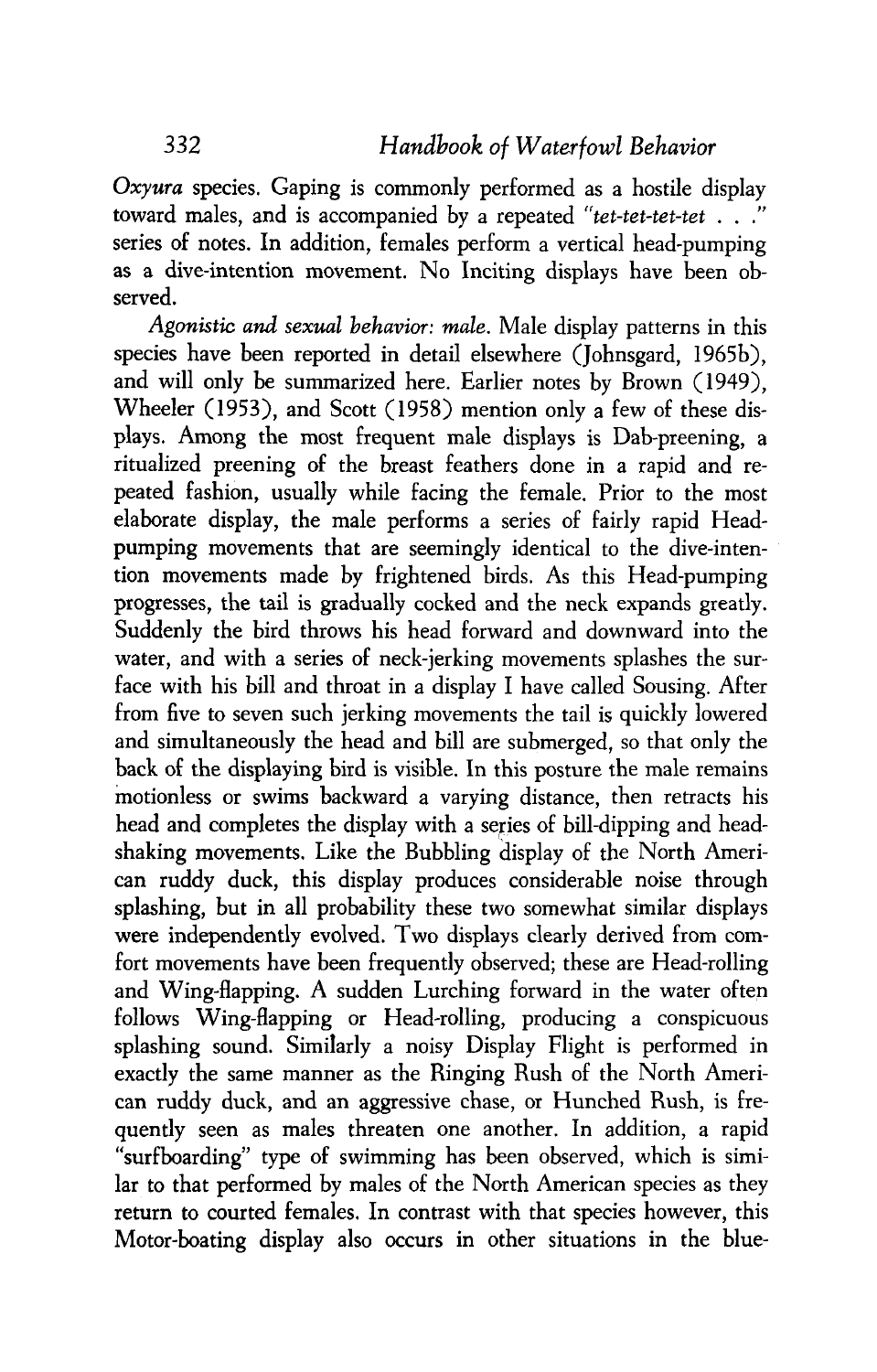*Oxyura* species. Gaping is commonly performed as a hostile display toward males, and is accompanied by a repeated "*tet-tet-tet-tet . . .*" series of notes. In addition, females perform a vertical head-pumping as a dive-intention movement. No Inciting displays have been observed.

*Agonistic and sexual behavior: male.* Male display patterns in this species have been reported in detail elsewhere (Johnsgard, 1965b), and will only be summarized here. Earlier notes by Brown (1949), Wheeler (1953), and Scott (1958) mention only a few of these displays. Among the most frequent male displays is Dab-preening, a ritualized preening of the breast feathers done in a rapid and repeated fashion, usually while facing the female. Prior to the most elaborate display, the male performs a series of fairly rapid Head-pumping movements that are seemingly identical to the dive-intention movements made by frightened birds. As this Head-pumping progresses, the tail is gradually cocked and the neck expands greatly. Suddenly the bird throws his head forward and downward into the water, and with a series of neck-jerking movements splashes the surface with his bill and throat in a display I have called Sousing. After from five to seven such jerking movements the tail is quickly lowered and simultaneously the head and bill are submerged, so that only the back of the displaying bird is visible. In this posture the male remains motionless or swims backward a varying distance, then retracts his head and completes the display with a series of bill-dipping and head-shaking movements. Like the Bubbling display of the North American ruddy duck, this display produces considerable noise through splashing, but in all probability these two somewhat similar displays were independently evolved. Two displays clearly derived from comfort movements have been frequently observed; these are Head-rolling and Wing-flapping. A sudden Lurching forward in the water often follows Wing-flapping or Head-rolling, producing a conspicuous splashing sound. Similarly a noisy Display Flight is performed in exactly the same manner as the Ringing Rush of the North American ruddy duck, and an aggressive chase, or Hunched Rush, is frequently seen as males threaten one another. In addition, a rapid "surfboarding" type of swimming has been observed, which is similar to that performed by males of the North American species as they return to courted females. In contrast with that species however, this Motor-boating display also occurs in other situations in the blue-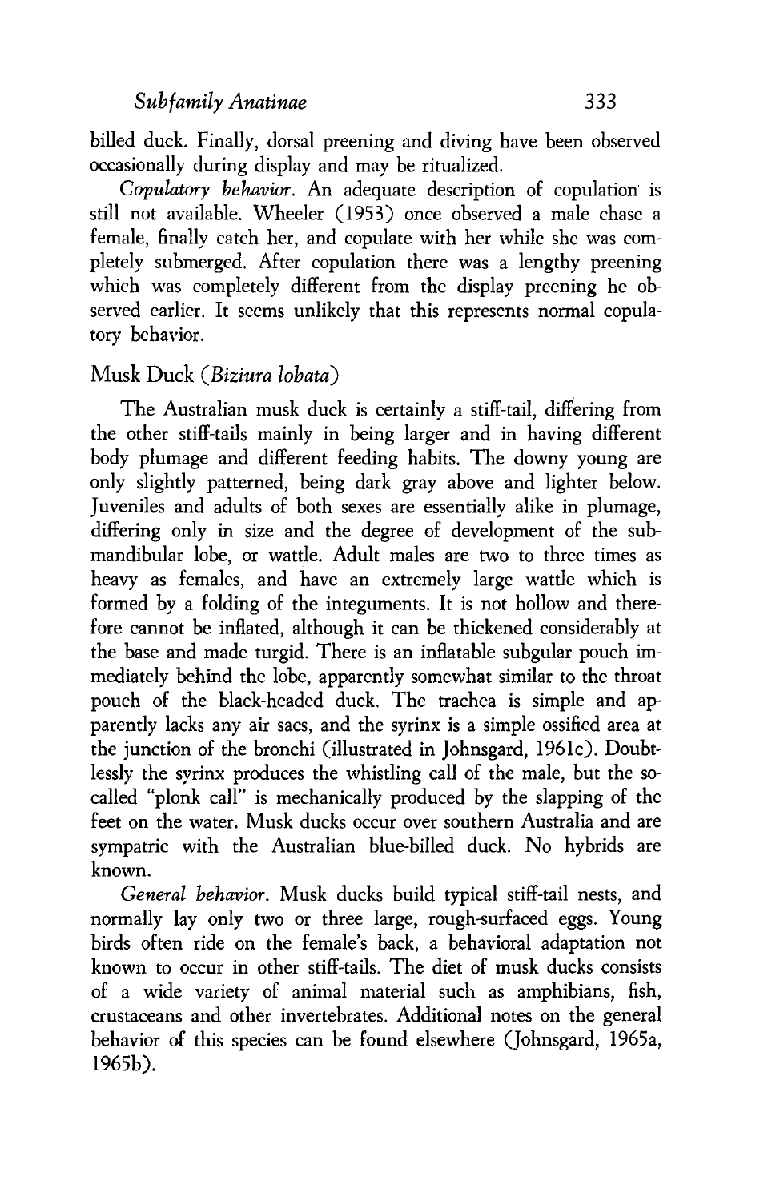billed duck. Finally, dorsal preening and diving have been observed occasionally during display and may be ritualized.

*Copulatory behavior*. An adequate description of copulation is still not available. Wheeler (1953) once observed a male chase a female, finally catch her, and copulate with her while she was completely submerged. After copulation there was a lengthy preening which was completely different from the display preening he observed earlier. It seems unlikely that this represents normal copulatory behavior.

## Musk Duck (*Biziura lobata*)

The Australian musk duck is certainly a stiff-tail, differing from the other stiff-tails mainly in being larger and in having different body plumage and different feeding habits. The downy young are only slightly patterned, being dark gray above and lighter below. Juveniles and adults of both sexes are essentially alike in plumage, differing only in size and the degree of development of the submandibular lobe, or wattle. Adult males are two to three times as heavy as females, and have an extremely large wattle which is formed by a folding of the integuments. It is not hollow and therefore cannot be inflated, although it can be thickened considerably at the base and made turgid. There is an inflatable subgular pouch immediately behind the lobe, apparently somewhat similar to the throat pouch of the black-headed duck. The trachea is simple and apparently lacks any air sacs, and the syrinx is a simple ossified area at the junction of the bronchi (illustrated in Johnsgard, 1961c). Doubtlessly the syrinx produces the whistling call of the male, but the so-called "plonk call" is mechanically produced by the slapping of the feet on the water. Musk ducks occur over southern Australia and are sympatric with the Australian blue-billed duck. No hybrids are known.

*General behavior*. Musk ducks build typical stiff-tail nests, and normally lay only two or three large, rough-surfaced eggs. Young birds often ride on the female's back, a behavioral adaptation not known to occur in other stiff-tails. The diet of musk ducks consists of a wide variety of animal material such as amphibians, fish, crustaceans and other invertebrates. Additional notes on the general behavior of this species can be found elsewhere (Johnsgard, 1965a, 1965b).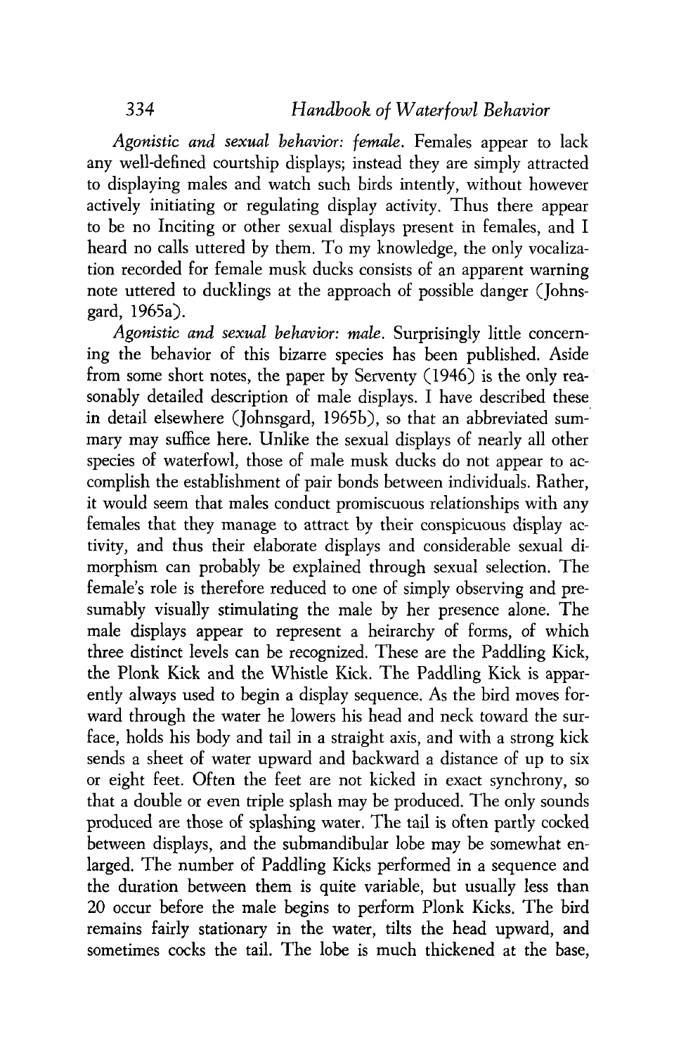*Agonistic and sexual behavior: female.* Females appear to lack any well-defined courtship displays; instead they are simply attracted to displaying males and watch such birds intently, without however actively initiating or regulating display activity. Thus there appear to be no Inciting or other sexual displays present in females, and I heard no calls uttered by them. To my knowledge, the only vocalization recorded for female musk ducks consists of an apparent warning note uttered to ducklings at the approach of possible danger (Johnsgard, 1965a).

*Agonistic and sexual behavior: male.* Surprisingly little concerning the behavior of this bizarre species has been published. Aside from some short notes, the paper by Serventy (1946) is the only reasonably detailed description of male displays. I have described these in detail elsewhere (Johnsgard, 1965b), so that an abbreviated summary may suffice here. Unlike the sexual displays of nearly all other species of waterfowl, those of male musk ducks do not appear to accomplish the establishment of pair bonds between individuals. Rather, it would seem that males conduct promiscuous relationships with any females that they manage to attract by their conspicuous display activity, and thus their elaborate displays and considerable sexual dimorphism can probably be explained through sexual selection. The female's role is therefore reduced to one of simply observing and presumably visually stimulating the male by her presence alone. The male displays appear to represent a heirarchy of forms, of which three distinct levels can be recognized. These are the Paddling Kick, the Plonk Kick and the Whistle Kick. The Paddling Kick is apparently always used to begin a display sequence. As the bird moves forward through the water he lowers his head and neck toward the surface, holds his body and tail in a straight axis, and with a strong kick sends a sheet of water upward and backward a distance of up to six or eight feet. Often the feet are not kicked in exact synchrony, so that a double or even triple splash may be produced. The only sounds produced are those of splashing water. The tail is often partly cocked between displays, and the submandibular lobe may be somewhat enlarged. The number of Paddling Kicks performed in a sequence and the duration between them is quite variable, but usually less than 20 occur before the male begins to perform Plonk Kicks. The bird remains fairly stationary in the water, tilts the head upward, and sometimes cocks the tail. The lobe is much thickened at the base,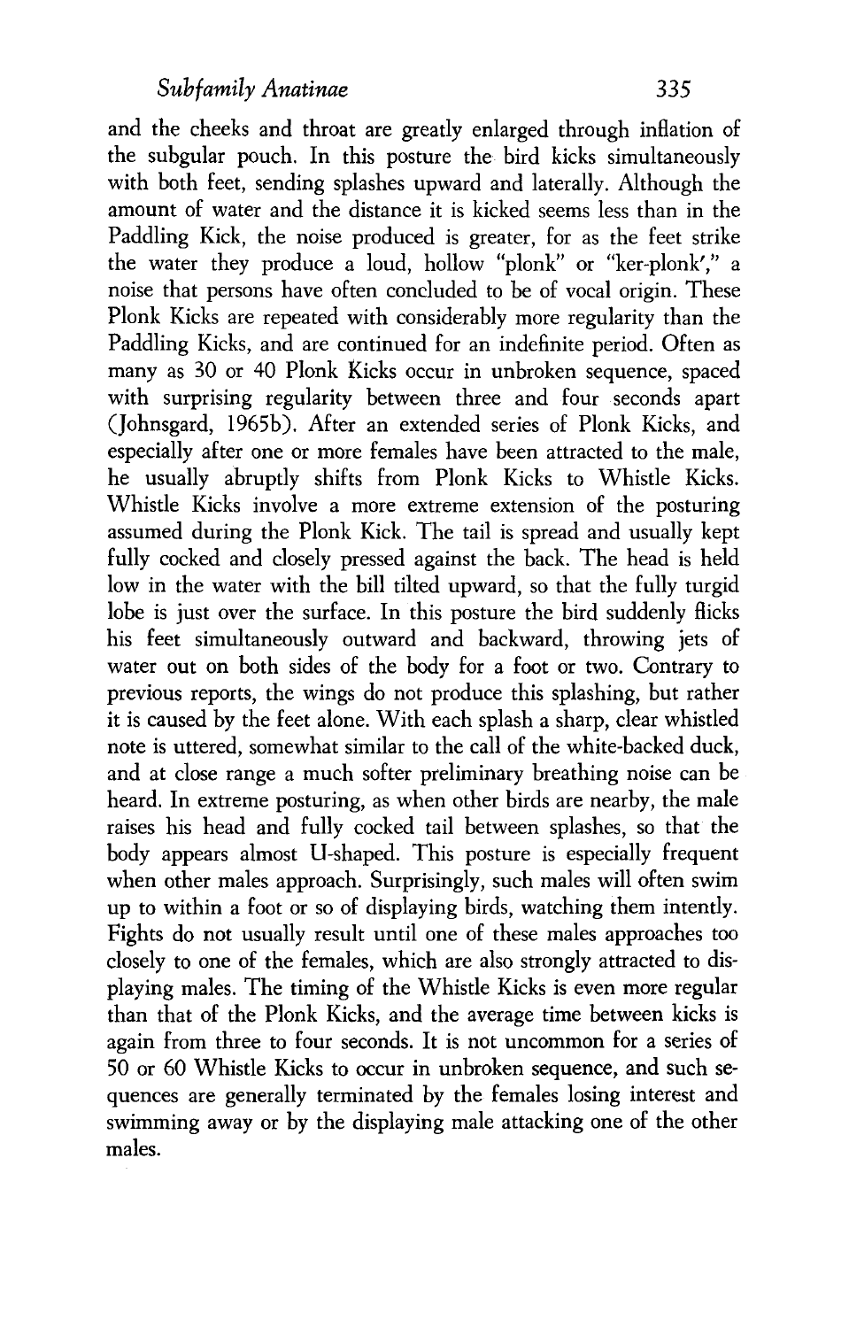and the cheeks and throat are greatly enlarged through inflation of the subgular pouch. In this posture the bird kicks simultaneously with both feet, sending splashes upward and laterally. Although the amount of water and the distance it is kicked seems less than in the Paddling Kick, the noise produced is greater, for as the feet strike the water they produce a loud, hollow "plonk" or "ker-plonk'," a noise that persons have often concluded to be of vocal origin. These Plonk Kicks are repeated with considerably more regularity than the Paddling Kicks, and are continued for an indefinite period. Often as many as 30 or 40 Plonk Kicks occur in unbroken sequence, spaced with surprising regularity between three and four seconds apart (Johnsgard, 1965b). After an extended series of Plonk Kicks, and especially after one or more females have been attracted to the male, he usually abruptly shifts from Plonk Kicks to Whistle Kicks. Whistle Kicks involve a more extreme extension of the posturing assumed during the Plonk Kick. The tail is spread and usually kept fully cocked and closely pressed against the back. The head is held low in the water with the bill tilted upward, so that the fully turgid lobe is just over the surface. In this posture the bird suddenly flicks his feet simultaneously outward and backward, throwing jets of water out on both sides of the body for a foot or two. Contrary to previous reports, the wings do not produce this splashing, but rather it is caused by the feet alone. With each splash a sharp, clear whistled note is uttered, somewhat similar to the call of the white-backed duck, and at close range a much softer preliminary breathing noise can be heard. In extreme posturing, as when other birds are nearby, the male raises his head and fully cocked tail between splashes, so that the body appears almost U-shaped. This posture is especially frequent when other males approach. Surprisingly, such males will often swim up to within a foot or so of displaying birds, watching them intently. Fights do not usually result until one of these males approaches too closely to one of the females, which are also strongly attracted to displaying males. The timing of the Whistle Kicks is even more regular than that of the Plonk Kicks, and the average time between kicks is again from three to four seconds. It is not uncommon for a series of 50 or 60 Whistle Kicks to occur in unbroken sequence, and such sequences are generally terminated by the females losing interest and swimming away or by the displaying male attacking one of the other males.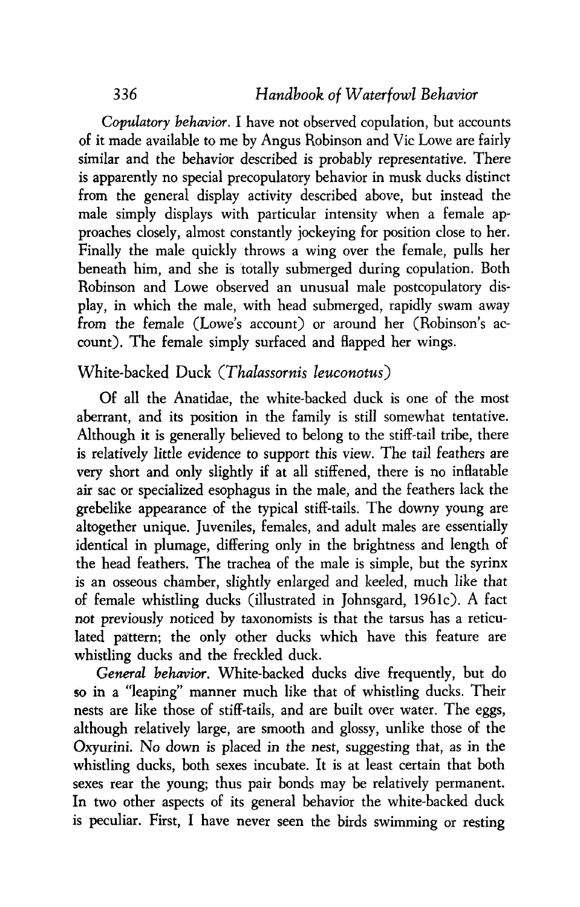*Copulatory behavior.* I have not observed copulation, but accounts of it made available to me by Angus Robinson and Vic Lowe are fairly similar and the behavior described is probably representative. There is apparently no special precopulatory behavior in musk ducks distinct from the general display activity described above, but instead the male simply displays with particular intensity when a female approaches closely, almost constantly jockeying for position close to her. Finally the male quickly throws a wing over the female, pulls her beneath him, and she is totally submerged during copulation. Both Robinson and Lowe observed an unusual male postcopulatory display, in which the male, with head submerged, rapidly swam away from the female (Lowe's account) or around her (Robinson's account). The female simply surfaced and flapped her wings.

## White-backed Duck (*Thalassornis leuconotus*)

Of all the Anatidae, the white-backed duck is one of the most aberrant, and its position in the family is still somewhat tentative. Although it is generally believed to belong to the stiff-tail tribe, there is relatively little evidence to support this view. The tail feathers are very short and only slightly if at all stiffened, there is no inflatable air sac or specialized esophagus in the male, and the feathers lack the grebelike appearance of the typical stiff-tails. The downy young are altogether unique. Juveniles, females, and adult males are essentially identical in plumage, differing only in the brightness and length of the head feathers. The trachea of the male is simple, but the syrinx is an osseous chamber, slightly enlarged and keeled, much like that of female whistling ducks (illustrated in Johnsgard, 1961c). A fact not previously noticed by taxonomists is that the tarsus has a reticulated pattern; the only other ducks which have this feature are whistling ducks and the freckled duck.

*General behavior.* White-backed ducks dive frequently, but do so in a "leaping" manner much like that of whistling ducks. Their nests are like those of stiff-tails, and are built over water. The eggs, although relatively large, are smooth and glossy, unlike those of the Oxyurini. No down is placed in the nest, suggesting that, as in the whistling ducks, both sexes incubate. It is at least certain that both sexes rear the young; thus pair bonds may be relatively permanent. In two other aspects of its general behavior the white-backed duck is peculiar. First, I have never seen the birds swimming or resting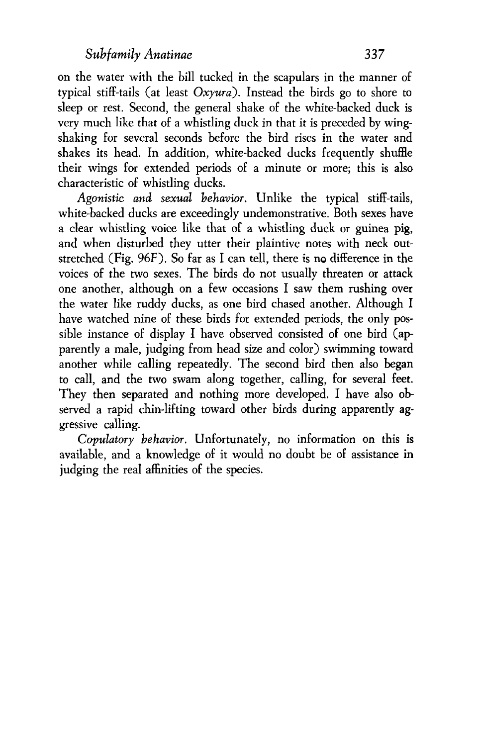on the water with the bill tucked in the scapulars in the manner of typical stiff-tails (at least *Oxyura*). Instead the birds go to shore to sleep or rest. Second, the general shake of the white-backed duck is very much like that of a whistling duck in that it is preceded by wing-shaking for several seconds before the bird rises in the water and shakes its head. In addition, white-backed ducks frequently shuffle their wings for extended periods of a minute or more; this is also characteristic of whistling ducks.

*Agonistic and sexual behavior.* Unlike the typical stiff-tails, white-backed ducks are exceedingly undemonstrative. Both sexes have a clear whistling voice like that of a whistling duck or guinea pig, and when disturbed they utter their plaintive notes with neck outstretched (Fig. 96F). So far as I can tell, there is no difference in the voices of the two sexes. The birds do not usually threaten or attack one another, although on a few occasions I saw them rushing over the water like ruddy ducks, as one bird chased another. Although I have watched nine of these birds for extended periods, the only possible instance of display I have observed consisted of one bird (apparently a male, judging from head size and color) swimming toward another while calling repeatedly. The second bird then also began to call, and the two swam along together, calling, for several feet. They then separated and nothing more developed. I have also observed a rapid chin-lifting toward other birds during apparently aggressive calling.

*Copulatory behavior.* Unfortunately, no information on this is available, and a knowledge of it would no doubt be of assistance in judging the real affinities of the species.